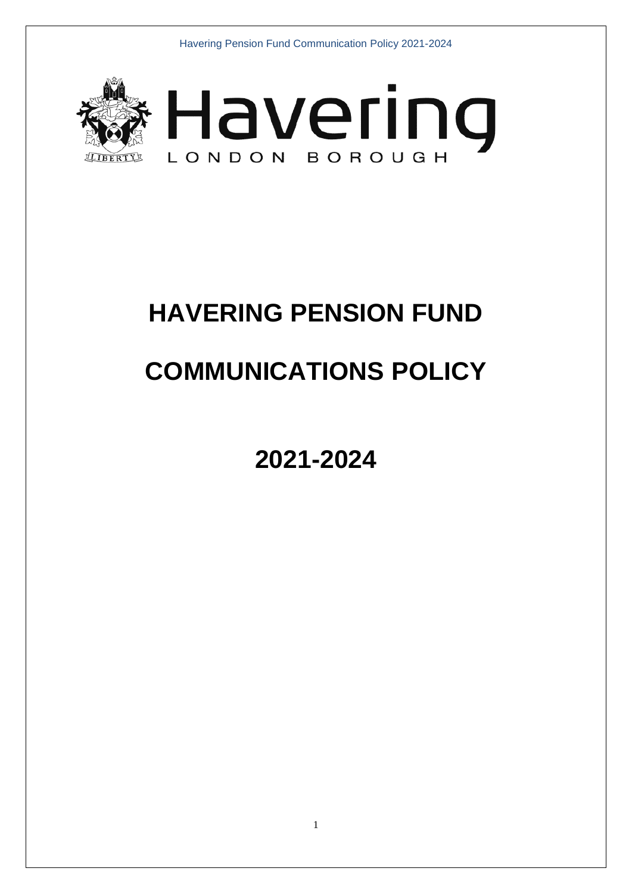# HAVERING PENSION FUND

# COMMUNICATIONS POLICY

# 2021-2024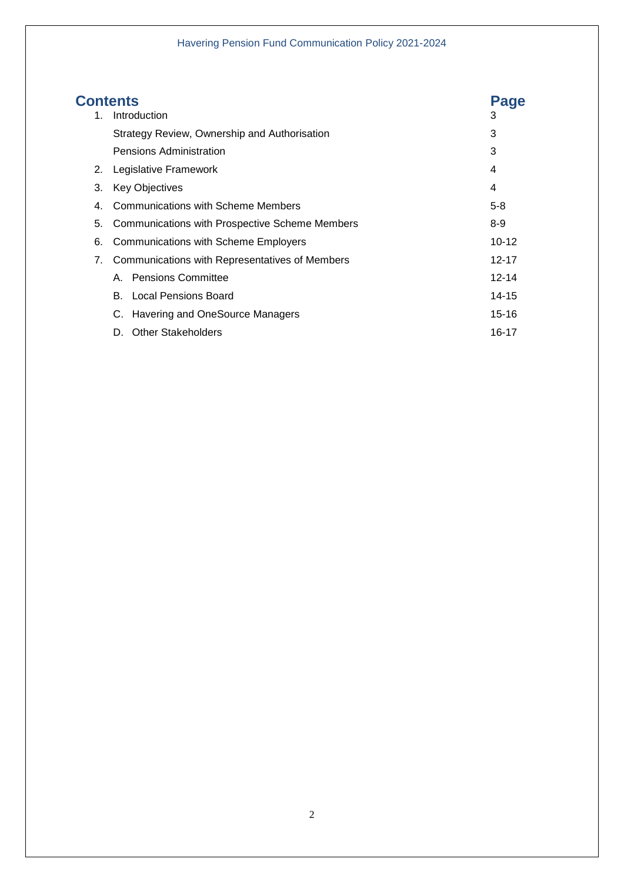## Contents

| | Contents | Page |
|---|---|---|
| 1. | Introduction | 3 |
| | Strategy Review, Ownership and Authorisation | 3 |
| | Pensions Administration | 3 |
| 2. | Legislative Framework | 4 |
| 3. | Key Objectives | 4 |
| 4. | Communications with Scheme Members | 5-8 |
| 5. | Communications with Prospective Scheme Members | 8-9 |
| 6. | Communications with Scheme Employers | 10-12 |
| 7. | Communications with Representatives of Members | 12-17 |
| | A. Pensions Committee | 12-14 |
| | B. Local Pensions Board | 14-15 |
| | C. Havering and OneSource Managers | 15-16 |
| | D. Other Stakeholders | 16-17 |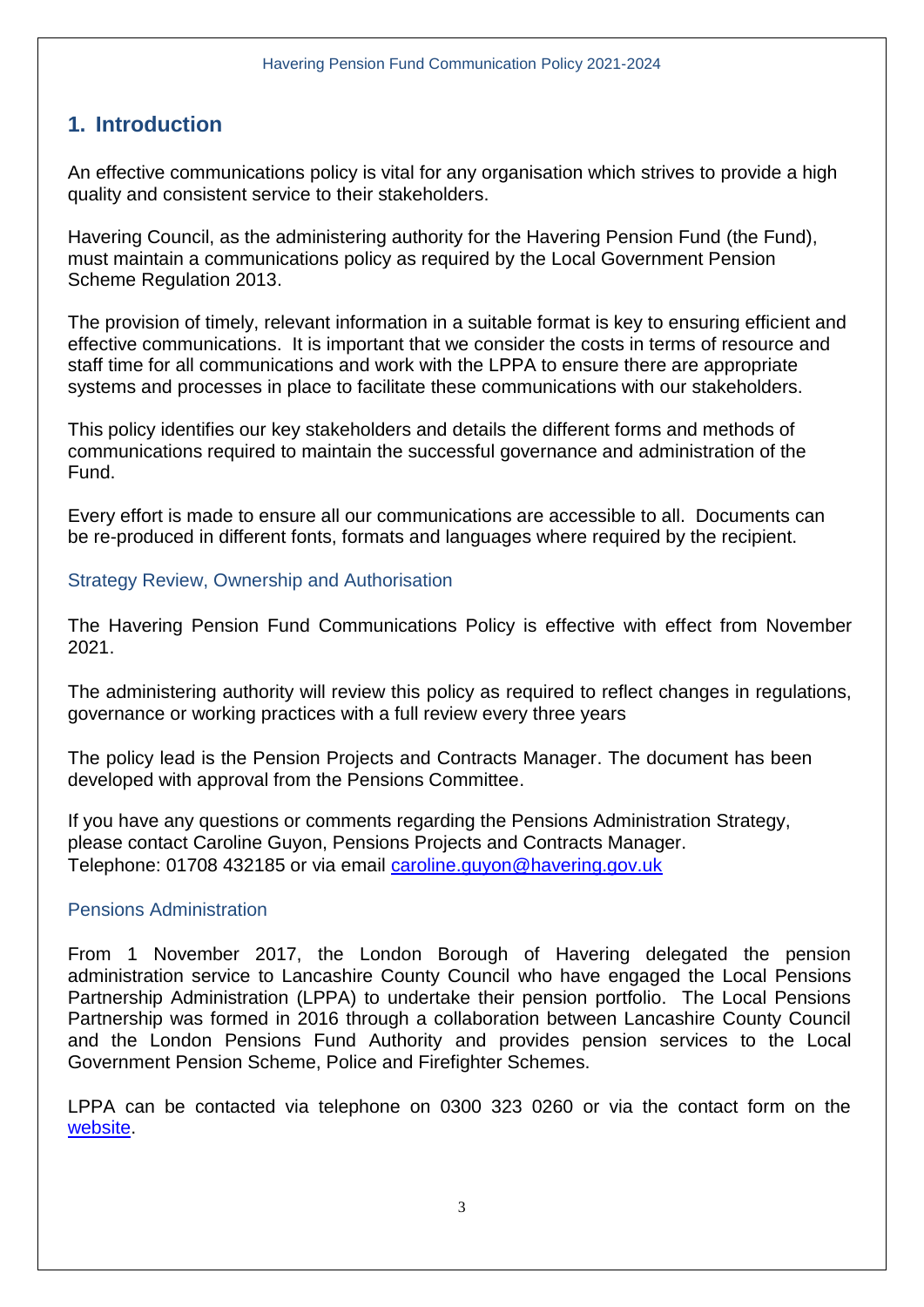# 1. Introduction

An effective communications policy is vital for any organisation which strives to provide a high quality and consistent service to their stakeholders.

Havering Council, as the administering authority for the Havering Pension Fund (the Fund), must maintain a communications policy as required by the Local Government Pension Scheme Regulation 2013.

The provision of timely, relevant information in a suitable format is key to ensuring efficient and effective communications. It is important that we consider the costs in terms of resource and staff time for all communications and work with the LPPA to ensure there are appropriate systems and processes in place to facilitate these communications with our stakeholders.

This policy identifies our key stakeholders and details the different forms and methods of communications required to maintain the successful governance and administration of the Fund.

Every effort is made to ensure all our communications are accessible to all. Documents can be re-produced in different fonts, formats and languages where required by the recipient.

## Strategy Review, Ownership and Authorisation

The Havering Pension Fund Communications Policy is effective with effect from November 2021.

The administering authority will review this policy as required to reflect changes in regulations, governance or working practices with a full review every three years

The policy lead is the Pension Projects and Contracts Manager. The document has been developed with approval from the Pensions Committee.

If you have any questions or comments regarding the Pensions Administration Strategy, please contact Caroline Guyon, Pensions Projects and Contracts Manager.
Telephone: 01708 432185 or via email [caroline.guyon@havering.gov.uk](mailto:caroline.guyon@havering.gov.uk)

## Pensions Administration

From 1 November 2017, the London Borough of Havering delegated the pension administration service to Lancashire County Council who have engaged the Local Pensions Partnership Administration (LPPA) to undertake their pension portfolio. The Local Pensions Partnership was formed in 2016 through a collaboration between Lancashire County Council and the London Pensions Fund Authority and provides pension services to the Local Government Pension Scheme, Police and Firefighter Schemes.

LPPA can be contacted via telephone on 0300 323 0260 or via the contact form on the [website](#).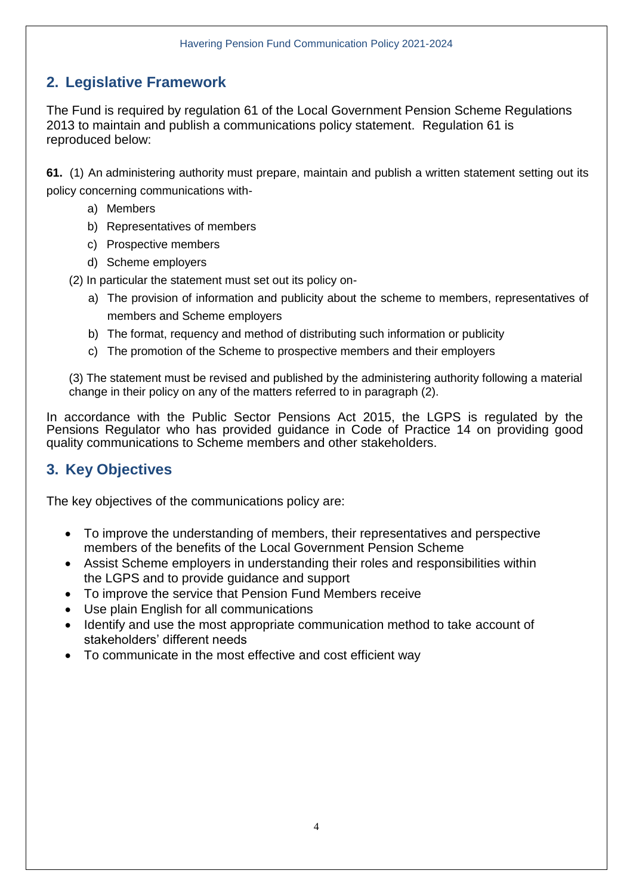## 2. Legislative Framework

The Fund is required by regulation 61 of the Local Government Pension Scheme Regulations 2013 to maintain and publish a communications policy statement. Regulation 61 is reproduced below:

**61.** (1) An administering authority must prepare, maintain and publish a written statement setting out its policy concerning communications with-

a) Members
b) Representatives of members
c) Prospective members
d) Scheme employers

(2) In particular the statement must set out its policy on-

a) The provision of information and publicity about the scheme to members, representatives of members and Scheme employers
b) The format, requency and method of distributing such information or publicity
c) The promotion of the Scheme to prospective members and their employers

(3) The statement must be revised and published by the administering authority following a material change in their policy on any of the matters referred to in paragraph (2).

In accordance with the Public Sector Pensions Act 2015, the LGPS is regulated by the Pensions Regulator who has provided guidance in Code of Practice 14 on providing good quality communications to Scheme members and other stakeholders.

## 3. Key Objectives

The key objectives of the communications policy are:

- To improve the understanding of members, their representatives and perspective members of the benefits of the Local Government Pension Scheme
- Assist Scheme employers in understanding their roles and responsibilities within the LGPS and to provide guidance and support
- To improve the service that Pension Fund Members receive
- Use plain English for all communications
- Identify and use the most appropriate communication method to take account of stakeholders' different needs
- To communicate in the most effective and cost efficient way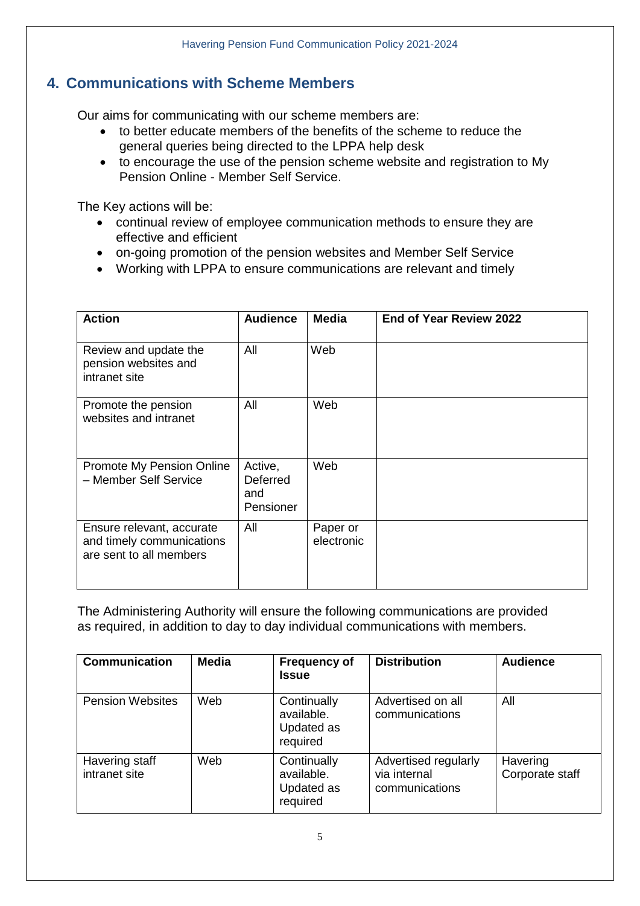## 4. Communications with Scheme Members

Our aims for communicating with our scheme members are:

- to better educate members of the benefits of the scheme to reduce the general queries being directed to the LPPA help desk
- to encourage the use of the pension scheme website and registration to My Pension Online - Member Self Service.

The Key actions will be:

- continual review of employee communication methods to ensure they are effective and efficient
- on-going promotion of the pension websites and Member Self Service
- Working with LPPA to ensure communications are relevant and timely

| Action | Audience | Media | End of Year Review 2022 |
|---|---|---|---|
| Review and update the pension websites and intranet site | All | Web | |
| Promote the pension websites and intranet | All | Web | |
| Promote My Pension Online – Member Self Service | Active, Deferred and Pensioner | Web | |
| Ensure relevant, accurate and timely communications are sent to all members | All | Paper or electronic | |

The Administering Authority will ensure the following communications are provided as required, in addition to day to day individual communications with members.

| Communication | Media | Frequency of Issue | Distribution | Audience |
|---|---|---|---|---|
| Pension Websites | Web | Continually available. Updated as required | Advertised on all communications | All |
| Havering staff intranet site | Web | Continually available. Updated as required | Advertised regularly via internal communications | Havering Corporate staff |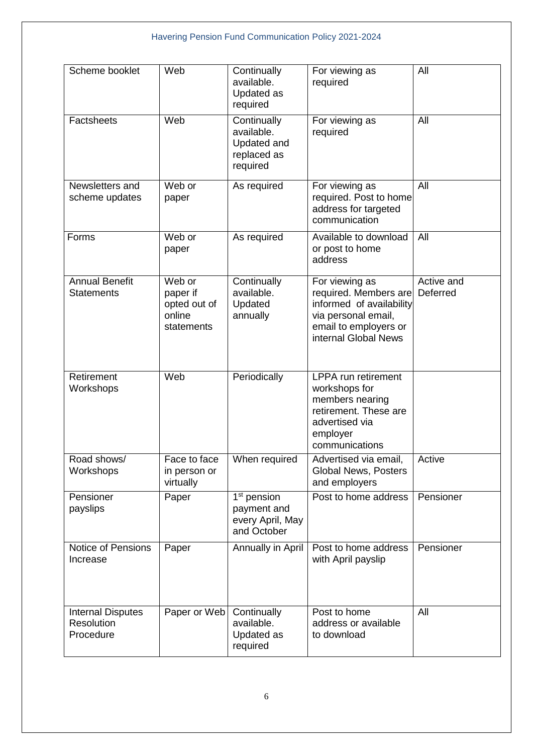| Scheme booklet | Web | Continually available. Updated as required | For viewing as required | All |
|---|---|---|---|---|
| Factsheets | Web | Continually available. Updated and replaced as required | For viewing as required | All |
| Newsletters and scheme updates | Web or paper | As required | For viewing as required. Post to home address for targeted communication | All |
| Forms | Web or paper | As required | Available to download or post to home address | All |
| Annual Benefit Statements | Web or paper if opted out of online statements | Continually available. Updated annually | For viewing as required. Members are informed of availability via personal email, email to employers or internal Global News | Active and Deferred |
| Retirement Workshops | Web | Periodically | LPPA run retirement workshops for members nearing retirement. These are advertised via employer communications | |
| Road shows/ Workshops | Face to face in person or virtually | When required | Advertised via email, Global News, Posters and employers | Active |
| Pensioner payslips | Paper | 1st pension payment and every April, May and October | Post to home address | Pensioner |
| Notice of Pensions Increase | Paper | Annually in April | Post to home address with April payslip | Pensioner |
| Internal Disputes Resolution Procedure | Paper or Web | Continually available. Updated as required | Post to home address or available to download | All |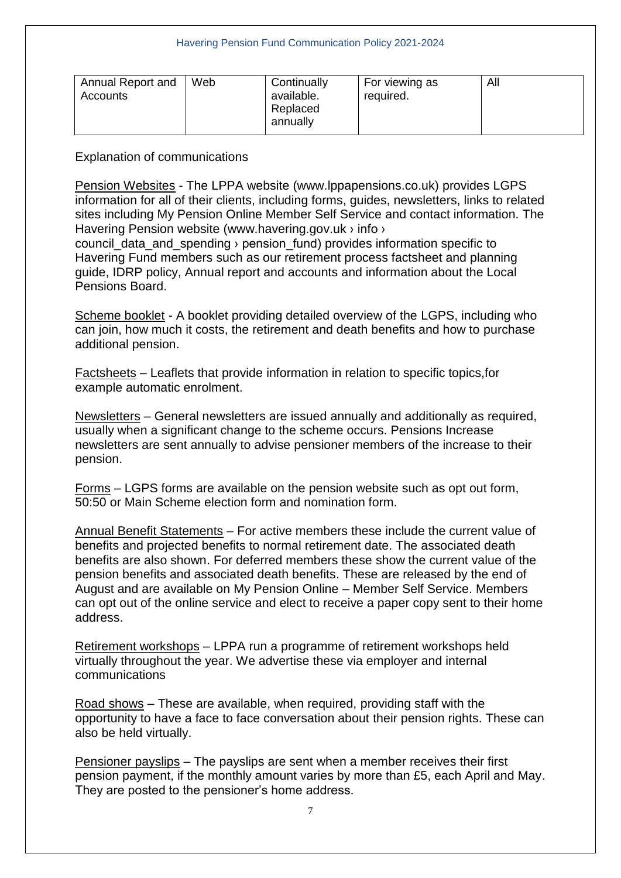| Annual Report and Accounts | Web | Continually available. Replaced annually | For viewing as required. | All |
|---|---|---|---|---|

Explanation of communications

Pension Websites - The LPPA website (www.lppapensions.co.uk) provides LGPS information for all of their clients, including forms, guides, newsletters, links to related sites including My Pension Online Member Self Service and contact information. The Havering Pension website (www.havering.gov.uk › info › council_data_and_spending › pension_fund) provides information specific to Havering Fund members such as our retirement process factsheet and planning guide, IDRP policy, Annual report and accounts and information about the Local Pensions Board.

Scheme booklet - A booklet providing detailed overview of the LGPS, including who can join, how much it costs, the retirement and death benefits and how to purchase additional pension.

Factsheets – Leaflets that provide information in relation to specific topics,for example automatic enrolment.

Newsletters – General newsletters are issued annually and additionally as required, usually when a significant change to the scheme occurs. Pensions Increase newsletters are sent annually to advise pensioner members of the increase to their pension.

Forms – LGPS forms are available on the pension website such as opt out form, 50:50 or Main Scheme election form and nomination form.

Annual Benefit Statements – For active members these include the current value of benefits and projected benefits to normal retirement date. The associated death benefits are also shown. For deferred members these show the current value of the pension benefits and associated death benefits. These are released by the end of August and are available on My Pension Online – Member Self Service. Members can opt out of the online service and elect to receive a paper copy sent to their home address.

Retirement workshops – LPPA run a programme of retirement workshops held virtually throughout the year. We advertise these via employer and internal communications

Road shows – These are available, when required, providing staff with the opportunity to have a face to face conversation about their pension rights. These can also be held virtually.

Pensioner payslips – The payslips are sent when a member receives their first pension payment, if the monthly amount varies by more than £5, each April and May. They are posted to the pensioner's home address.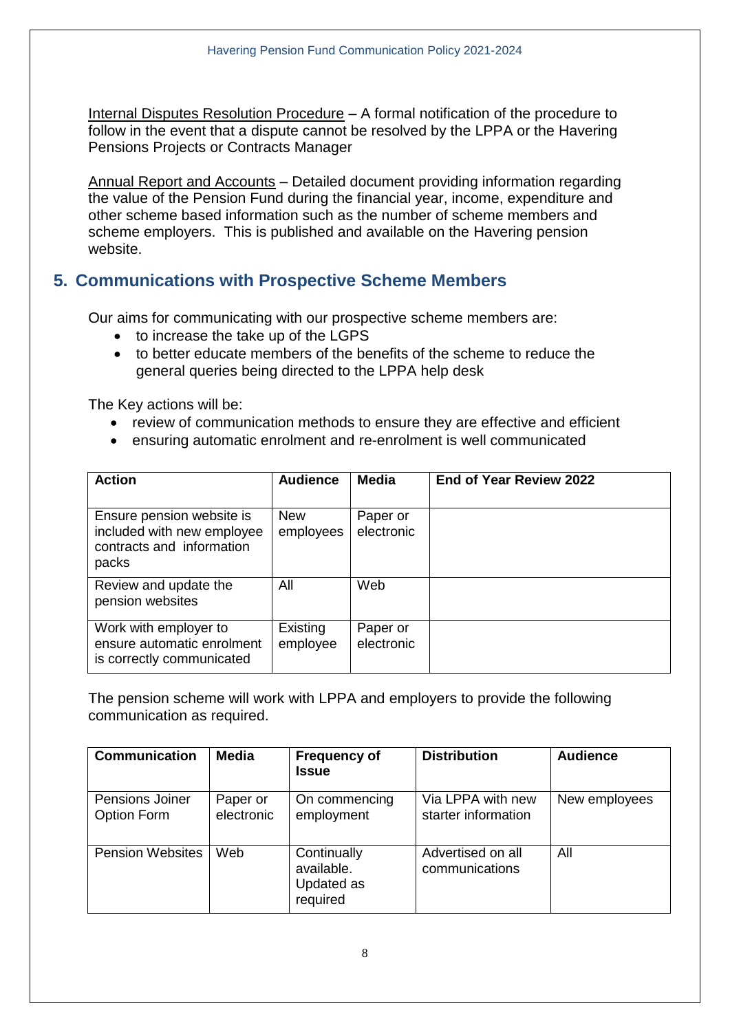Internal Disputes Resolution Procedure – A formal notification of the procedure to follow in the event that a dispute cannot be resolved by the LPPA or the Havering Pensions Projects or Contracts Manager

Annual Report and Accounts – Detailed document providing information regarding the value of the Pension Fund during the financial year, income, expenditure and other scheme based information such as the number of scheme members and scheme employers. This is published and available on the Havering pension website.

## 5. Communications with Prospective Scheme Members

Our aims for communicating with our prospective scheme members are:

- to increase the take up of the LGPS
- to better educate members of the benefits of the scheme to reduce the general queries being directed to the LPPA help desk

The Key actions will be:

- review of communication methods to ensure they are effective and efficient
- ensuring automatic enrolment and re-enrolment is well communicated

| Action | Audience | Media | End of Year Review 2022 |
|---|---|---|---|
| Ensure pension website is included with new employee contracts and information packs | New employees | Paper or electronic | |
| Review and update the pension websites | All | Web | |
| Work with employer to ensure automatic enrolment is correctly communicated | Existing employee | Paper or electronic | |

The pension scheme will work with LPPA and employers to provide the following communication as required.

| Communication | Media | Frequency of Issue | Distribution | Audience |
|---|---|---|---|---|
| Pensions Joiner Option Form | Paper or electronic | On commencing employment | Via LPPA with new starter information | New employees |
| Pension Websites | Web | Continually available. Updated as required | Advertised on all communications | All |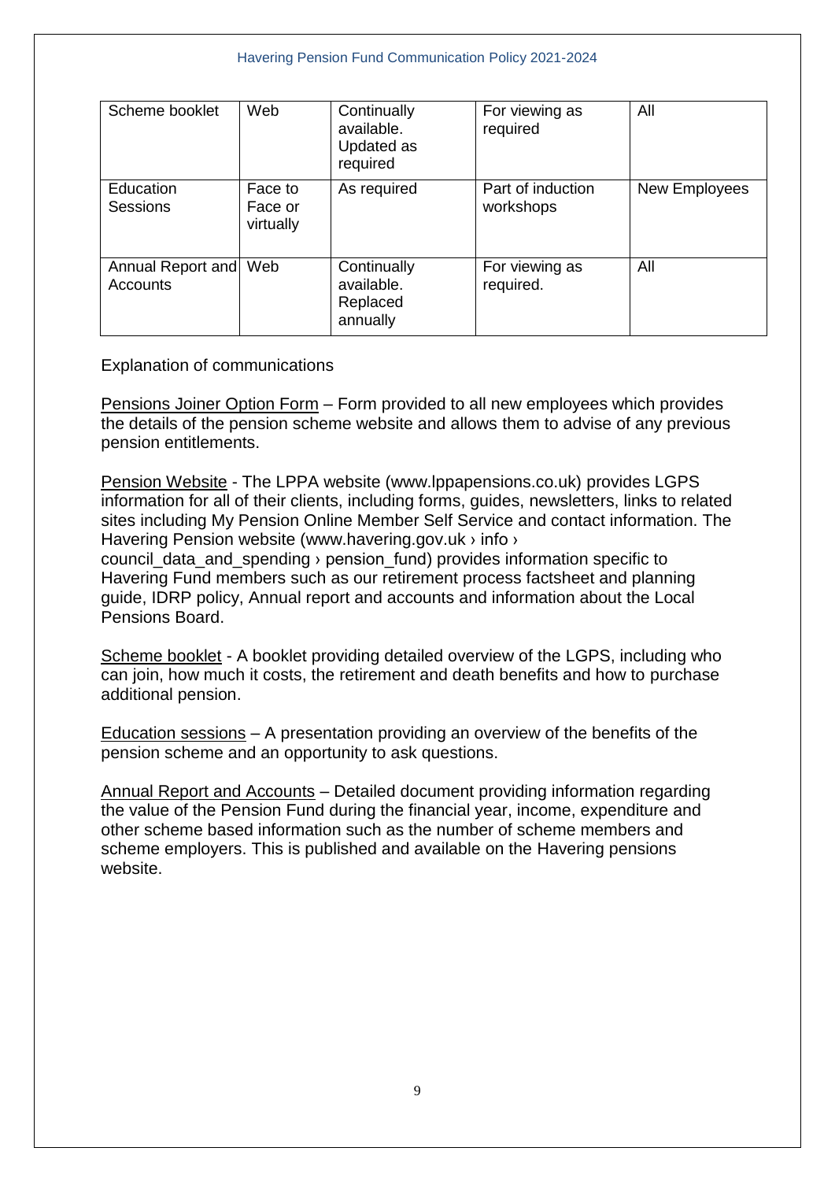| Scheme booklet | Web | Continually available. Updated as required | For viewing as required | All |
|---|---|---|---|---|
| Education Sessions | Face to Face or virtually | As required | Part of induction workshops | New Employees |
| Annual Report and Accounts | Web | Continually available. Replaced annually | For viewing as required. | All |

Explanation of communications

Pensions Joiner Option Form – Form provided to all new employees which provides the details of the pension scheme website and allows them to advise of any previous pension entitlements.

Pension Website - The LPPA website (www.lppapensions.co.uk) provides LGPS information for all of their clients, including forms, guides, newsletters, links to related sites including My Pension Online Member Self Service and contact information. The Havering Pension website (www.havering.gov.uk › info › council_data_and_spending › pension_fund) provides information specific to Havering Fund members such as our retirement process factsheet and planning guide, IDRP policy, Annual report and accounts and information about the Local Pensions Board.

Scheme booklet - A booklet providing detailed overview of the LGPS, including who can join, how much it costs, the retirement and death benefits and how to purchase additional pension.

Education sessions – A presentation providing an overview of the benefits of the pension scheme and an opportunity to ask questions.

Annual Report and Accounts – Detailed document providing information regarding the value of the Pension Fund during the financial year, income, expenditure and other scheme based information such as the number of scheme members and scheme employers. This is published and available on the Havering pensions website.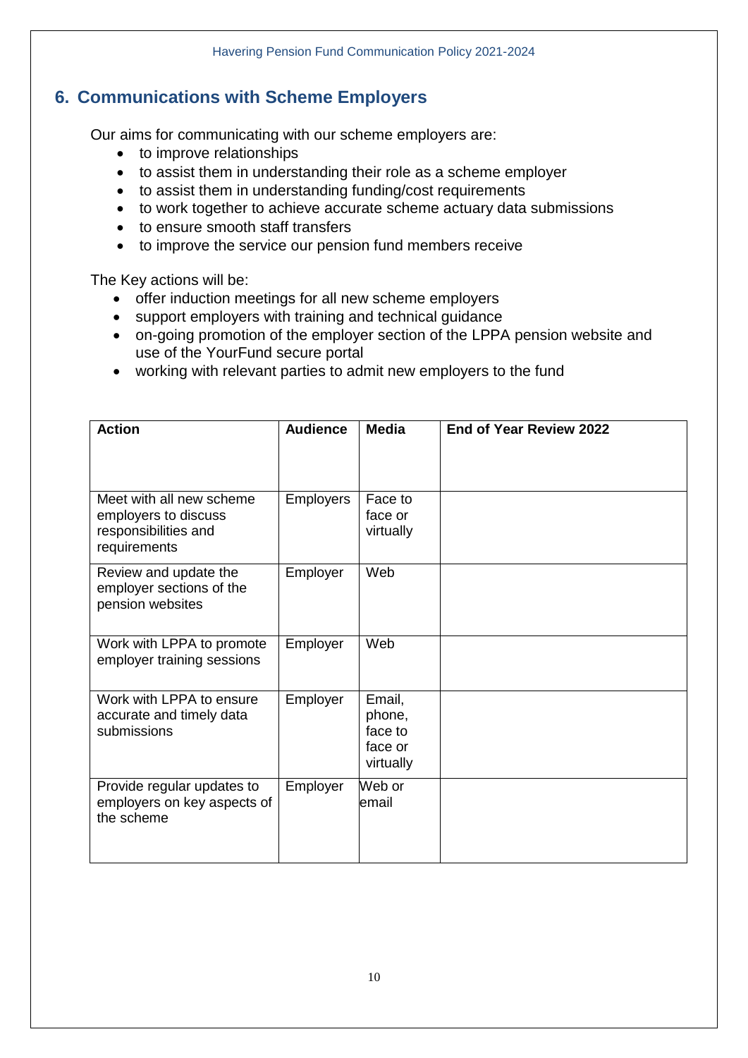## 6. Communications with Scheme Employers

Our aims for communicating with our scheme employers are:

- to improve relationships
- to assist them in understanding their role as a scheme employer
- to assist them in understanding funding/cost requirements
- to work together to achieve accurate scheme actuary data submissions
- to ensure smooth staff transfers
- to improve the service our pension fund members receive

The Key actions will be:

- offer induction meetings for all new scheme employers
- support employers with training and technical guidance
- on-going promotion of the employer section of the LPPA pension website and use of the YourFund secure portal
- working with relevant parties to admit new employers to the fund

| Action | Audience | Media | End of Year Review 2022 |
|---|---|---|---|
| Meet with all new scheme employers to discuss responsibilities and requirements | Employers | Face to face or virtually | |
| Review and update the employer sections of the pension websites | Employer | Web | |
| Work with LPPA to promote employer training sessions | Employer | Web | |
| Work with LPPA to ensure accurate and timely data submissions | Employer | Email, phone, face to face or virtually | |
| Provide regular updates to employers on key aspects of the scheme | Employer | Web or email | |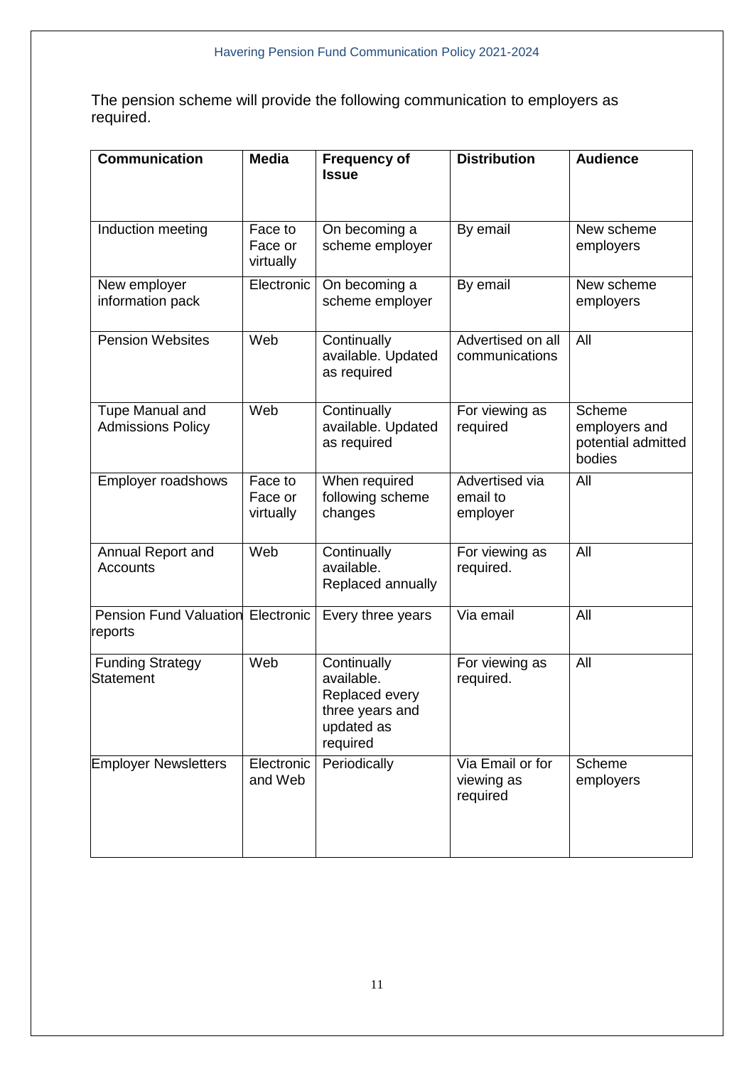The pension scheme will provide the following communication to employers as required.

| Communication | Media | Frequency of Issue | Distribution | Audience |
|---|---|---|---|---|
| Induction meeting | Face to Face or virtually | On becoming a scheme employer | By email | New scheme employers |
| New employer information pack | Electronic | On becoming a scheme employer | By email | New scheme employers |
| Pension Websites | Web | Continually available. Updated as required | Advertised on all communications | All |
| Tupe Manual and Admissions Policy | Web | Continually available. Updated as required | For viewing as required | Scheme employers and potential admitted bodies |
| Employer roadshows | Face to Face or virtually | When required following scheme changes | Advertised via email to employer | All |
| Annual Report and Accounts | Web | Continually available. Replaced annually | For viewing as required. | All |
| Pension Fund Valuation reports | Electronic | Every three years | Via email | All |
| Funding Strategy Statement | Web | Continually available. Replaced every three years and updated as required | For viewing as required. | All |
| Employer Newsletters | Electronic and Web | Periodically | Via Email or for viewing as required | Scheme employers |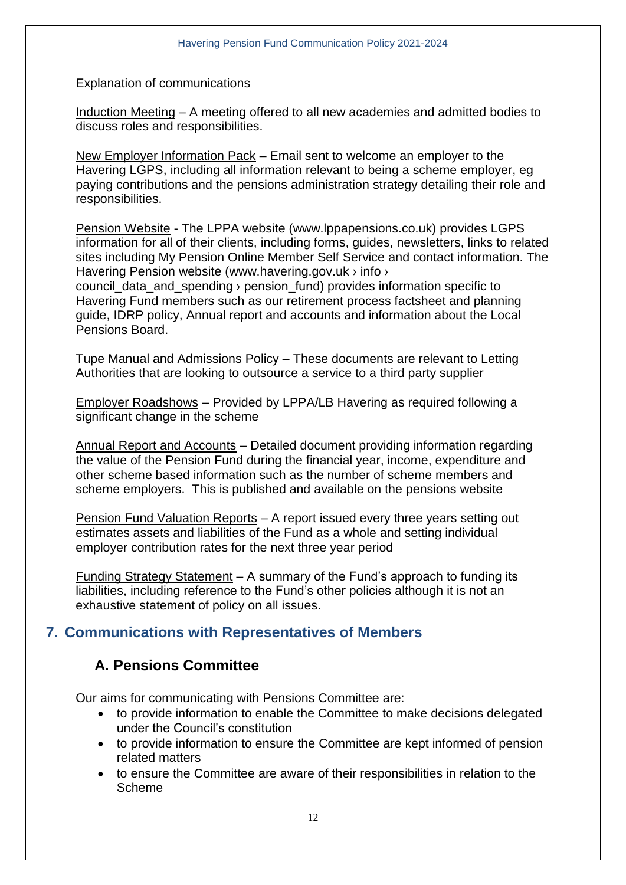Explanation of communications

Induction Meeting – A meeting offered to all new academies and admitted bodies to discuss roles and responsibilities.

New Employer Information Pack – Email sent to welcome an employer to the Havering LGPS, including all information relevant to being a scheme employer, eg paying contributions and the pensions administration strategy detailing their role and responsibilities.

Pension Website - The LPPA website (www.lppapensions.co.uk) provides LGPS information for all of their clients, including forms, guides, newsletters, links to related sites including My Pension Online Member Self Service and contact information. The Havering Pension website (www.havering.gov.uk › info › council_data_and_spending › pension_fund) provides information specific to Havering Fund members such as our retirement process factsheet and planning guide, IDRP policy, Annual report and accounts and information about the Local Pensions Board.

Tupe Manual and Admissions Policy – These documents are relevant to Letting Authorities that are looking to outsource a service to a third party supplier

Employer Roadshows – Provided by LPPA/LB Havering as required following a significant change in the scheme

Annual Report and Accounts – Detailed document providing information regarding the value of the Pension Fund during the financial year, income, expenditure and other scheme based information such as the number of scheme members and scheme employers. This is published and available on the pensions website

Pension Fund Valuation Reports – A report issued every three years setting out estimates assets and liabilities of the Fund as a whole and setting individual employer contribution rates for the next three year period

Funding Strategy Statement – A summary of the Fund's approach to funding its liabilities, including reference to the Fund's other policies although it is not an exhaustive statement of policy on all issues.

## 7. Communications with Representatives of Members

### A. Pensions Committee

Our aims for communicating with Pensions Committee are:

- to provide information to enable the Committee to make decisions delegated under the Council's constitution
- to provide information to ensure the Committee are kept informed of pension related matters
- to ensure the Committee are aware of their responsibilities in relation to the Scheme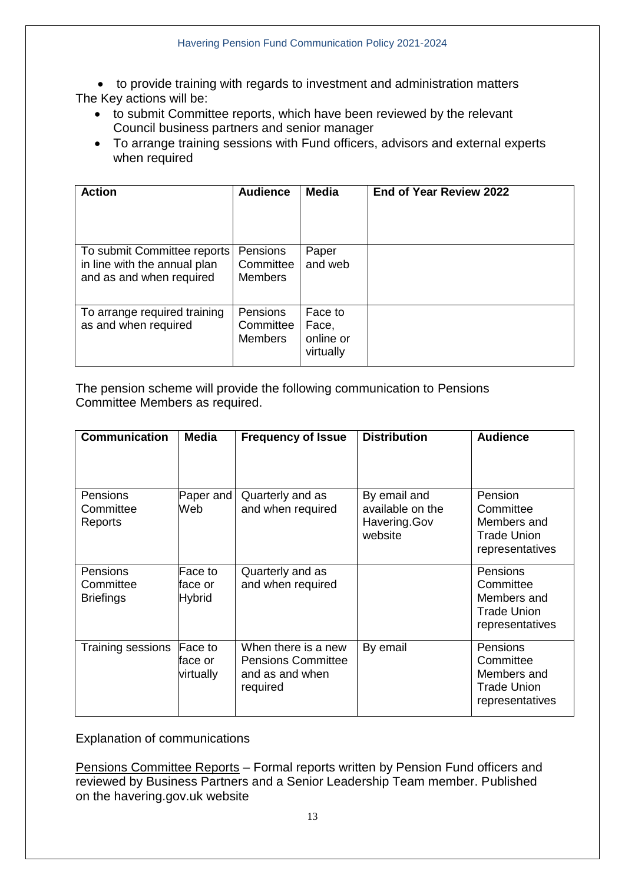- to provide training with regards to investment and administration matters

The Key actions will be:

- to submit Committee reports, which have been reviewed by the relevant Council business partners and senior manager
- To arrange training sessions with Fund officers, advisors and external experts when required

| Action | Audience | Media | End of Year Review 2022 |
|---|---|---|---|
| To submit Committee reports in line with the annual plan and as and when required | Pensions Committee Members | Paper and web | |
| To arrange required training as and when required | Pensions Committee Members | Face to Face, online or virtually | |

The pension scheme will provide the following communication to Pensions Committee Members as required.

| Communication | Media | Frequency of Issue | Distribution | Audience |
|---|---|---|---|---|
| Pensions Committee Reports | Paper and Web | Quarterly and as and when required | By email and available on the Havering.Gov website | Pension Committee Members and Trade Union representatives |
| Pensions Committee Briefings | Face to face or Hybrid | Quarterly and as and when required | | Pensions Committee Members and Trade Union representatives |
| Training sessions | Face to face or virtually | When there is a new Pensions Committee and as and when required | By email | Pensions Committee Members and Trade Union representatives |

Explanation of communications

<u>Pensions Committee Reports</u> – Formal reports written by Pension Fund officers and reviewed by Business Partners and a Senior Leadership Team member. Published on the havering.gov.uk website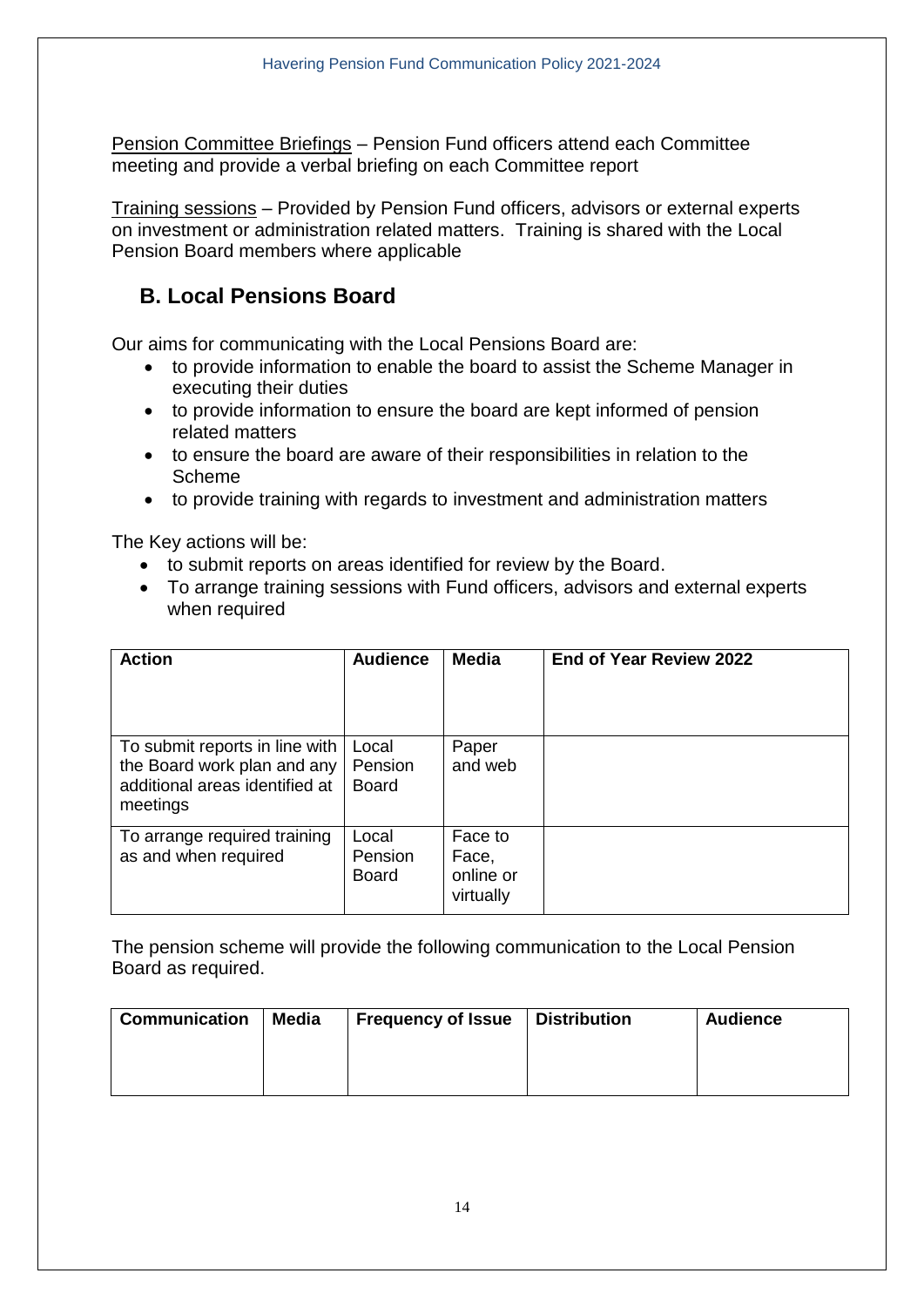Pension Committee Briefings – Pension Fund officers attend each Committee meeting and provide a verbal briefing on each Committee report

Training sessions – Provided by Pension Fund officers, advisors or external experts on investment or administration related matters. Training is shared with the Local Pension Board members where applicable

## B. Local Pensions Board

Our aims for communicating with the Local Pensions Board are:

- to provide information to enable the board to assist the Scheme Manager in executing their duties
- to provide information to ensure the board are kept informed of pension related matters
- to ensure the board are aware of their responsibilities in relation to the Scheme
- to provide training with regards to investment and administration matters

The Key actions will be:

- to submit reports on areas identified for review by the Board.
- To arrange training sessions with Fund officers, advisors and external experts when required

| Action | Audience | Media | End of Year Review 2022 |
|---|---|---|---|
| To submit reports in line with the Board work plan and any additional areas identified at meetings | Local Pension Board | Paper and web | |
| To arrange required training as and when required | Local Pension Board | Face to Face, online or virtually | |

The pension scheme will provide the following communication to the Local Pension Board as required.

| Communication | Media | Frequency of Issue | Distribution | Audience |
|---|---|---|---|---|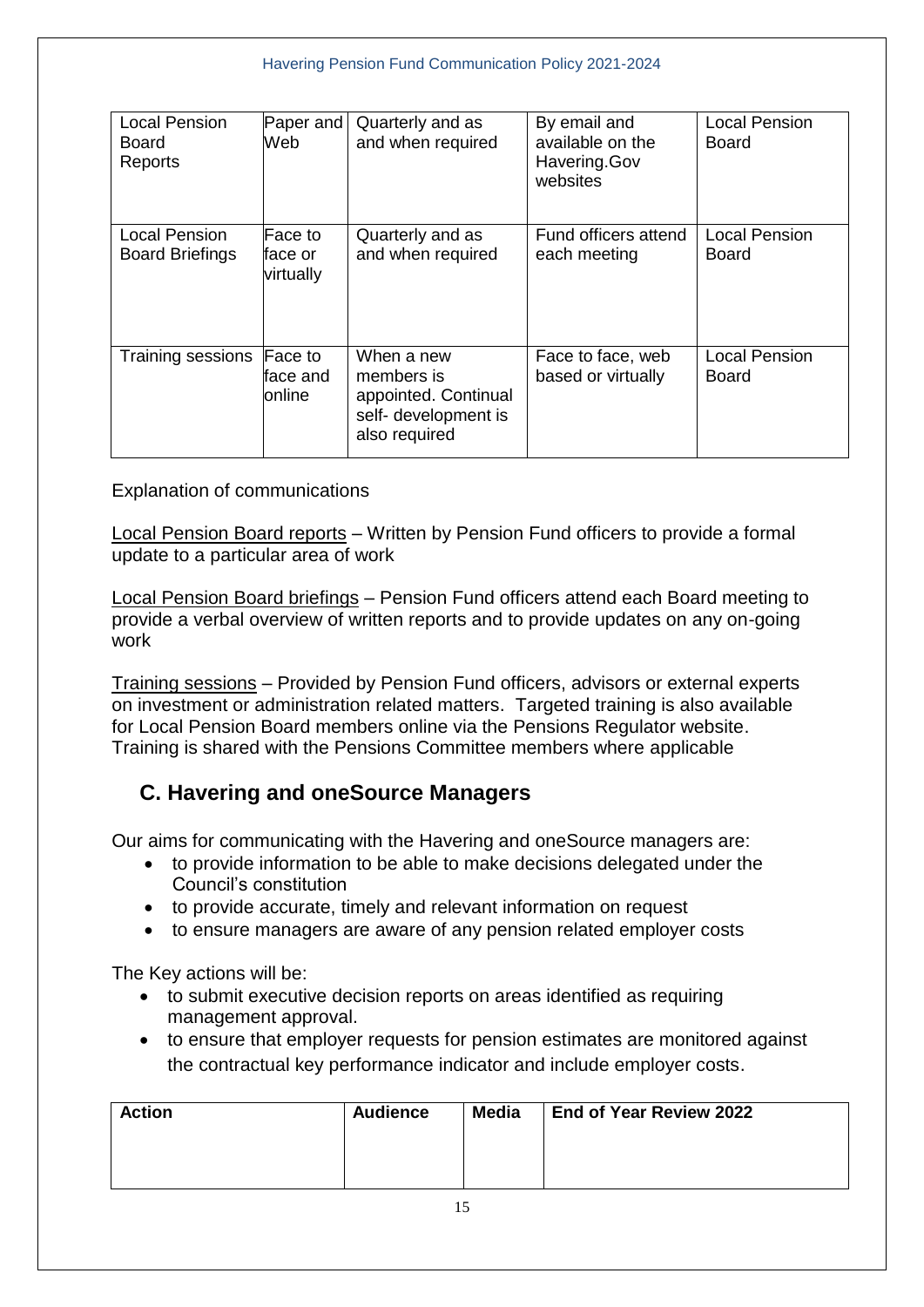| Local Pension Board Reports | Paper and Web | Quarterly and as and when required | By email and available on the Havering.Gov websites | Local Pension Board |
|---|---|---|---|---|
| Local Pension Board Briefings | Face to face or virtually | Quarterly and as and when required | Fund officers attend each meeting | Local Pension Board |
| Training sessions | Face to face and online | When a new members is appointed. Continual self- development is also required | Face to face, web based or virtually | Local Pension Board |

Explanation of communications

Local Pension Board reports – Written by Pension Fund officers to provide a formal update to a particular area of work

Local Pension Board briefings – Pension Fund officers attend each Board meeting to provide a verbal overview of written reports and to provide updates on any on-going work

Training sessions – Provided by Pension Fund officers, advisors or external experts on investment or administration related matters. Targeted training is also available for Local Pension Board members online via the Pensions Regulator website. Training is shared with the Pensions Committee members where applicable

## C. Havering and oneSource Managers

Our aims for communicating with the Havering and oneSource managers are:

- to provide information to be able to make decisions delegated under the Council's constitution
- to provide accurate, timely and relevant information on request
- to ensure managers are aware of any pension related employer costs

The Key actions will be:

- to submit executive decision reports on areas identified as requiring management approval.
- to ensure that employer requests for pension estimates are monitored against the contractual key performance indicator and include employer costs.

| **Action** | **Audience** | **Media** | **End of Year Review 2022** |
|---|---|---|---|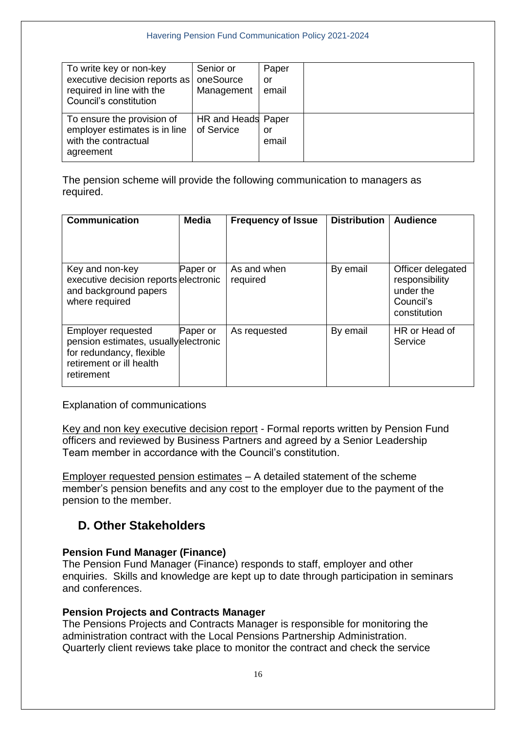| | | | |
|---|---|---|---|
| To write key or non-key executive decision reports as required in line with the Council's constitution | Senior or oneSource Management | Paper or email | |
| To ensure the provision of employer estimates is in line with the contractual agreement | HR and Heads of Service | Paper or email | |

The pension scheme will provide the following communication to managers as required.

| Communication | Media | Frequency of Issue | Distribution | Audience |
|---|---|---|---|---|
| Key and non-key executive decision reports and background papers where required | Paper or electronic | As and when required | By email | Officer delegated responsibility under the Council's constitution |
| Employer requested pension estimates, usually for redundancy, flexible retirement or ill health retirement | Paper or electronic | As requested | By email | HR or Head of Service |

Explanation of communications

Key and non key executive decision report - Formal reports written by Pension Fund officers and reviewed by Business Partners and agreed by a Senior Leadership Team member in accordance with the Council's constitution.

Employer requested pension estimates – A detailed statement of the scheme member's pension benefits and any cost to the employer due to the payment of the pension to the member.

## D. Other Stakeholders

**Pension Fund Manager (Finance)**
The Pension Fund Manager (Finance) responds to staff, employer and other enquiries. Skills and knowledge are kept up to date through participation in seminars and conferences.

**Pension Projects and Contracts Manager**
The Pensions Projects and Contracts Manager is responsible for monitoring the administration contract with the Local Pensions Partnership Administration. Quarterly client reviews take place to monitor the contract and check the service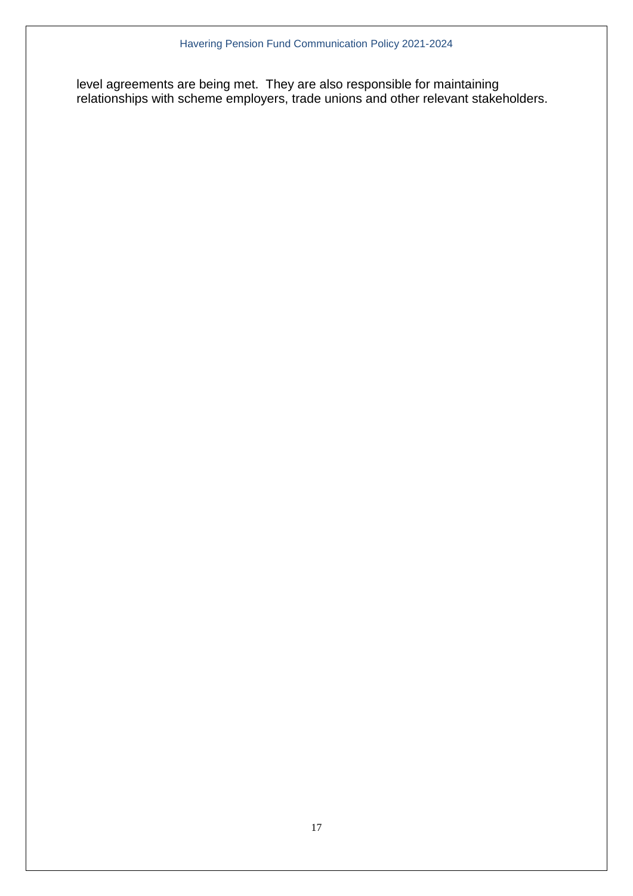level agreements are being met. They are also responsible for maintaining relationships with scheme employers, trade unions and other relevant stakeholders.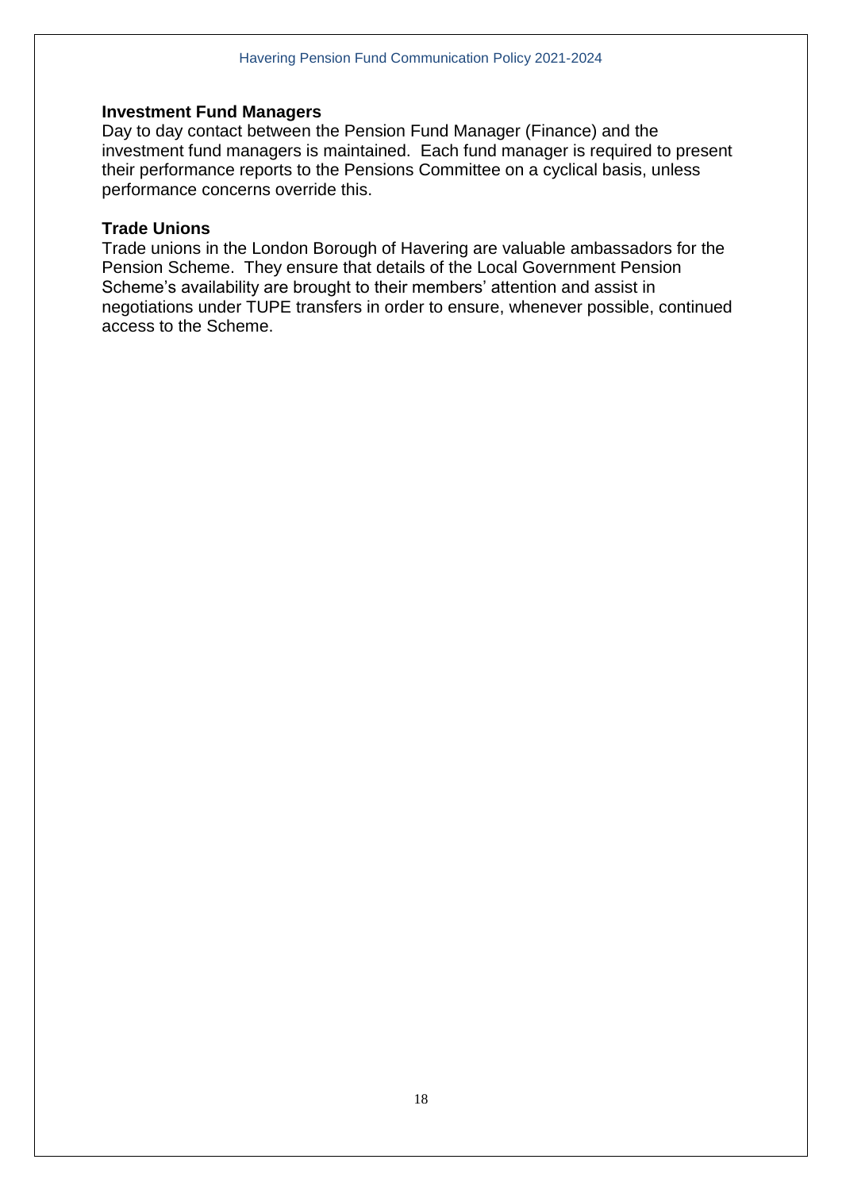**Investment Fund Managers**

Day to day contact between the Pension Fund Manager (Finance) and the investment fund managers is maintained. Each fund manager is required to present their performance reports to the Pensions Committee on a cyclical basis, unless performance concerns override this.

**Trade Unions**

Trade unions in the London Borough of Havering are valuable ambassadors for the Pension Scheme. They ensure that details of the Local Government Pension Scheme's availability are brought to their members' attention and assist in negotiations under TUPE transfers in order to ensure, whenever possible, continued access to the Scheme.